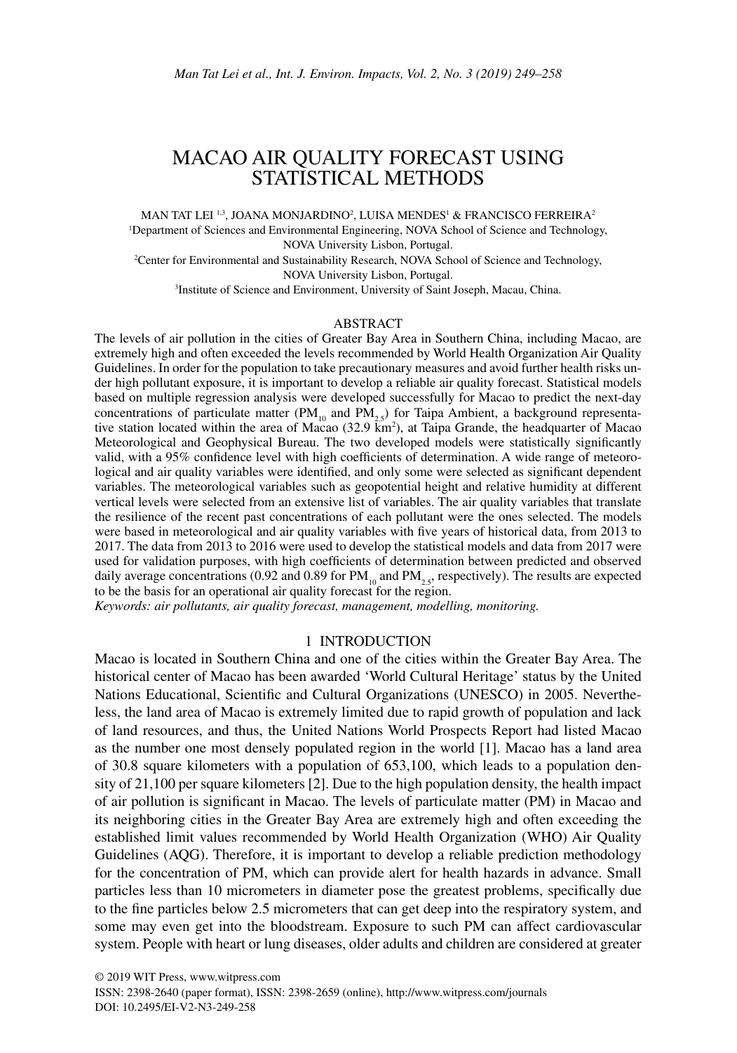# MACAO AIR QUALITY FORECAST USING STATISTICAL METHODS

MAN TAT LEI [1,3], JOANA MONJARDINO[2], LUISA MENDES[1] & FRANCISCO FERREIRA[2]

[1]Department of Sciences and Environmental Engineering, NOVA School of Science and Technology, NOVA University Lisbon, Portugal.

[2]Center for Environmental and Sustainability Research, NOVA School of Science and Technology, NOVA University Lisbon, Portugal.

[3]Institute of Science and Environment, University of Saint Joseph, Macau, China.

## ABSTRACT

The levels of air pollution in the cities of Greater Bay Area in Southern China, including Macao, are extremely high and often exceeded the levels recommended by World Health Organization Air Quality Guidelines. In order for the population to take precautionary measures and avoid further health risks under high pollutant exposure, it is important to develop a reliable air quality forecast. Statistical models based on multiple regression analysis were developed successfully for Macao to predict the next-day concentrations of particulate matter ($PM_{10}$ and $PM_{2.5}$) for Taipa Ambient, a background representative station located within the area of Macao (32.9 km$^2$), at Taipa Grande, the headquarter of Macao Meteorological and Geophysical Bureau. The two developed models were statistically significantly valid, with a 95% confidence level with high coefficients of determination. A wide range of meteorological and air quality variables were identified, and only some were selected as significant dependent variables. The meteorological variables such as geopotential height and relative humidity at different vertical levels were selected from an extensive list of variables. The air quality variables that translate the resilience of the recent past concentrations of each pollutant were the ones selected. The models were based in meteorological and air quality variables with five years of historical data, from 2013 to 2017. The data from 2013 to 2016 were used to develop the statistical models and data from 2017 were used for validation purposes, with high coefficients of determination between predicted and observed daily average concentrations (0.92 and 0.89 for $PM_{10}$ and $PM_{2.5}$, respectively). The results are expected to be the basis for an operational air quality forecast for the region.

*Keywords: air pollutants, air quality forecast, management, modelling, monitoring.*

## 1 INTRODUCTION

Macao is located in Southern China and one of the cities within the Greater Bay Area. The historical center of Macao has been awarded 'World Cultural Heritage' status by the United Nations Educational, Scientific and Cultural Organizations (UNESCO) in 2005. Nevertheless, the land area of Macao is extremely limited due to rapid growth of population and lack of land resources, and thus, the United Nations World Prospects Report had listed Macao as the number one most densely populated region in the world [1]. Macao has a land area of 30.8 square kilometers with a population of 653,100, which leads to a population density of 21,100 per square kilometers [2]. Due to the high population density, the health impact of air pollution is significant in Macao. The levels of particulate matter (PM) in Macao and its neighboring cities in the Greater Bay Area are extremely high and often exceeding the established limit values recommended by World Health Organization (WHO) Air Quality Guidelines (AQG). Therefore, it is important to develop a reliable prediction methodology for the concentration of PM, which can provide alert for health hazards in advance. Small particles less than 10 micrometers in diameter pose the greatest problems, specifically due to the fine particles below 2.5 micrometers that can get deep into the respiratory system, and some may even get into the bloodstream. Exposure to such PM can affect cardiovascular system. People with heart or lung diseases, older adults and children are considered at greater

© 2019 WIT Press, www.witpress.com
ISSN: 2398-2640 (paper format), ISSN: 2398-2659 (online), http://www.witpress.com/journals
DOI: 10.2495/EI-V2-N3-249-258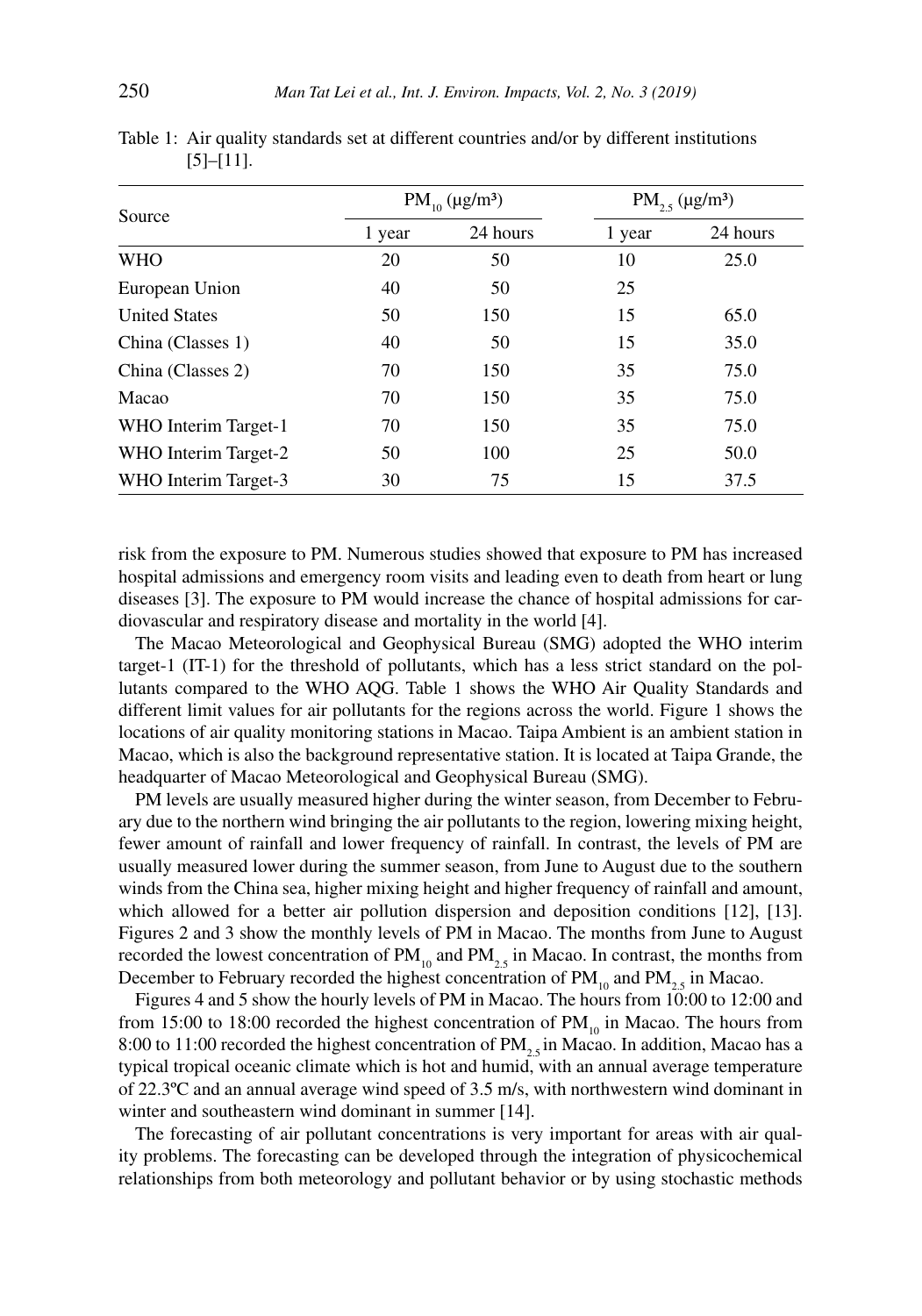Table 1: Air quality standards set at different countries and/or by different institutions [5]–[11].

| Source | $PM_{10}$ (μg/m³) | | $PM_{2.5}$ (μg/m³) | |
|---|---|---|---|---|
| | 1 year | 24 hours | 1 year | 24 hours |
| WHO | 20 | 50 | 10 | 25.0 |
| European Union | 40 | 50 | 25 | |
| United States | 50 | 150 | 15 | 65.0 |
| China (Classes 1) | 40 | 50 | 15 | 35.0 |
| China (Classes 2) | 70 | 150 | 35 | 75.0 |
| Macao | 70 | 150 | 35 | 75.0 |
| WHO Interim Target-1 | 70 | 150 | 35 | 75.0 |
| WHO Interim Target-2 | 50 | 100 | 25 | 50.0 |
| WHO Interim Target-3 | 30 | 75 | 15 | 37.5 |

risk from the exposure to PM. Numerous studies showed that exposure to PM has increased hospital admissions and emergency room visits and leading even to death from heart or lung diseases [3]. The exposure to PM would increase the chance of hospital admissions for cardiovascular and respiratory disease and mortality in the world [4].

The Macao Meteorological and Geophysical Bureau (SMG) adopted the WHO interim target-1 (IT-1) for the threshold of pollutants, which has a less strict standard on the pollutants compared to the WHO AQG. Table 1 shows the WHO Air Quality Standards and different limit values for air pollutants for the regions across the world. Figure 1 shows the locations of air quality monitoring stations in Macao. Taipa Ambient is an ambient station in Macao, which is also the background representative station. It is located at Taipa Grande, the headquarter of Macao Meteorological and Geophysical Bureau (SMG).

PM levels are usually measured higher during the winter season, from December to February due to the northern wind bringing the air pollutants to the region, lowering mixing height, fewer amount of rainfall and lower frequency of rainfall. In contrast, the levels of PM are usually measured lower during the summer season, from June to August due to the southern winds from the China sea, higher mixing height and higher frequency of rainfall and amount, which allowed for a better air pollution dispersion and deposition conditions [12], [13]. Figures 2 and 3 show the monthly levels of PM in Macao. The months from June to August recorded the lowest concentration of $PM_{10}$ and $PM_{2.5}$ in Macao. In contrast, the months from December to February recorded the highest concentration of $PM_{10}$ and $PM_{2.5}$ in Macao.

Figures 4 and 5 show the hourly levels of PM in Macao. The hours from 10:00 to 12:00 and from 15:00 to 18:00 recorded the highest concentration of $PM_{10}$ in Macao. The hours from 8:00 to 11:00 recorded the highest concentration of $PM_{2.5}$ in Macao. In addition, Macao has a typical tropical oceanic climate which is hot and humid, with an annual average temperature of 22.3ºC and an annual average wind speed of 3.5 m/s, with northwestern wind dominant in winter and southeastern wind dominant in summer [14].

The forecasting of air pollutant concentrations is very important for areas with air quality problems. The forecasting can be developed through the integration of physicochemical relationships from both meteorology and pollutant behavior or by using stochastic methods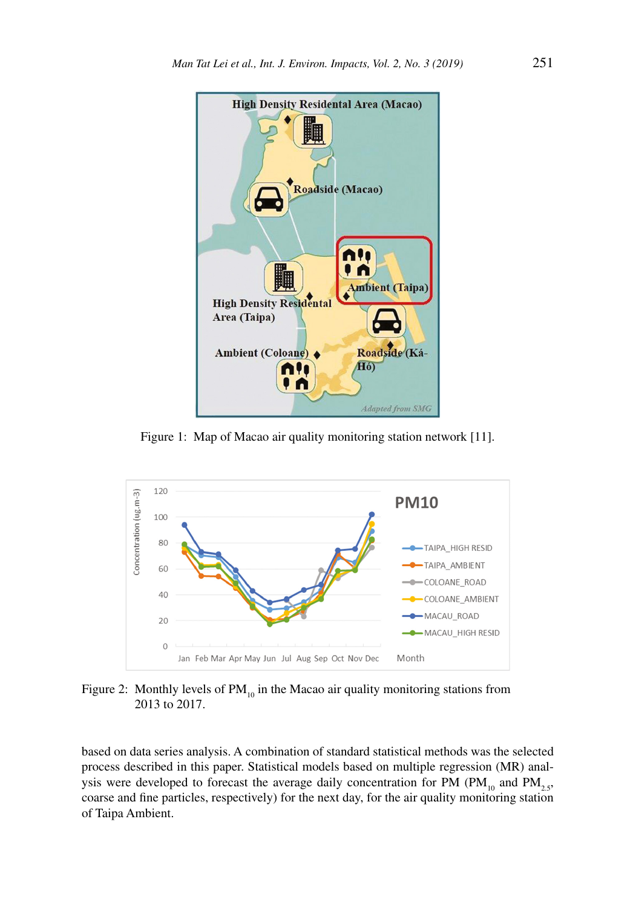Figure 1: Map of Macao air quality monitoring station network [11].

Figure 2: Monthly levels of $PM_{10}$ in the Macao air quality monitoring stations from 2013 to 2017.

based on data series analysis. A combination of standard statistical methods was the selected process described in this paper. Statistical models based on multiple regression (MR) analysis were developed to forecast the average daily concentration for PM ($PM_{10}$ and $PM_{2.5}$, coarse and fine particles, respectively) for the next day, for the air quality monitoring station of Taipa Ambient.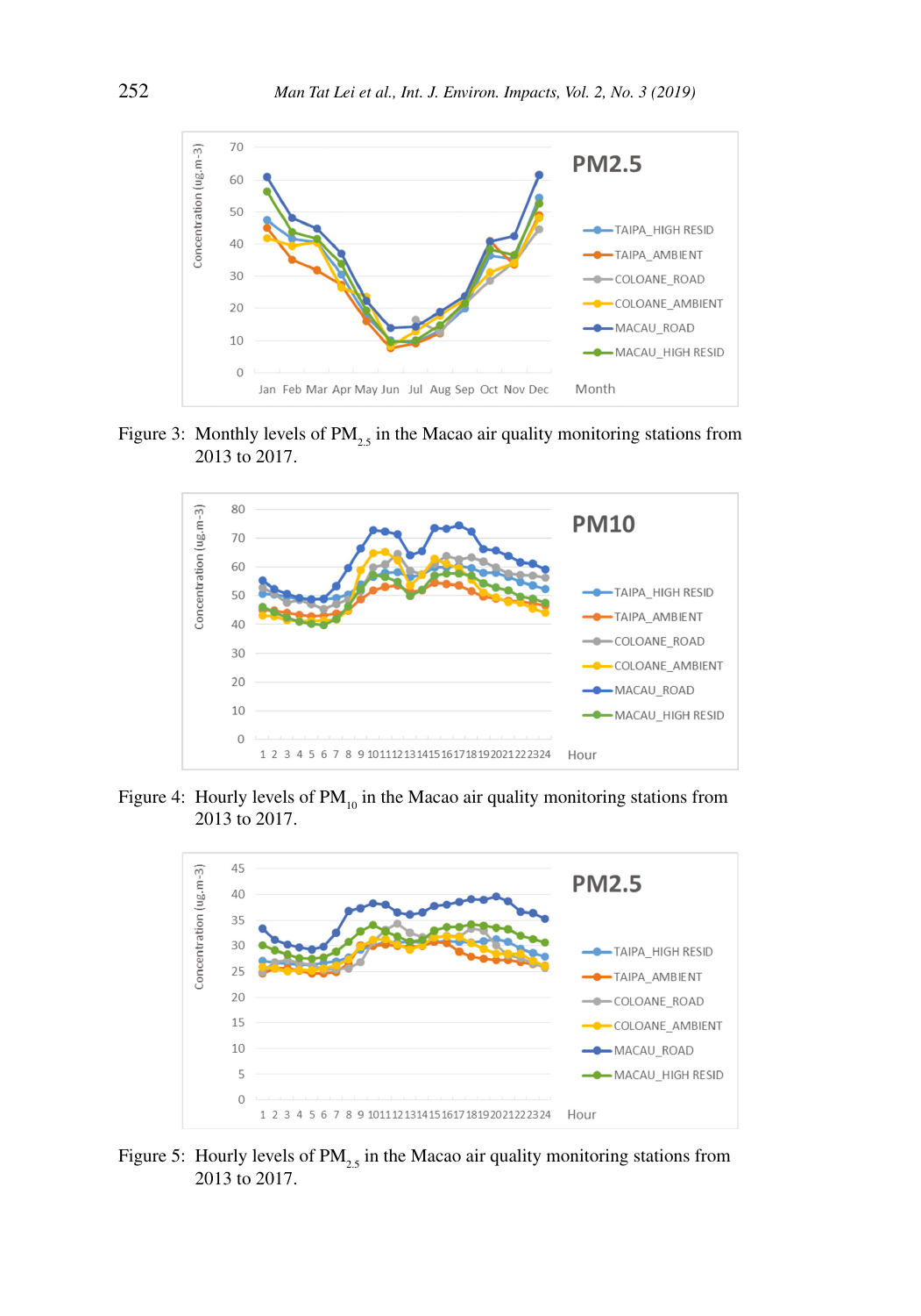Figure 3: Monthly levels of $PM_{2.5}$ in the Macao air quality monitoring stations from 2013 to 2017.

Figure 4: Hourly levels of $PM_{10}$ in the Macao air quality monitoring stations from 2013 to 2017.

Figure 5: Hourly levels of $PM_{2.5}$ in the Macao air quality monitoring stations from 2013 to 2017.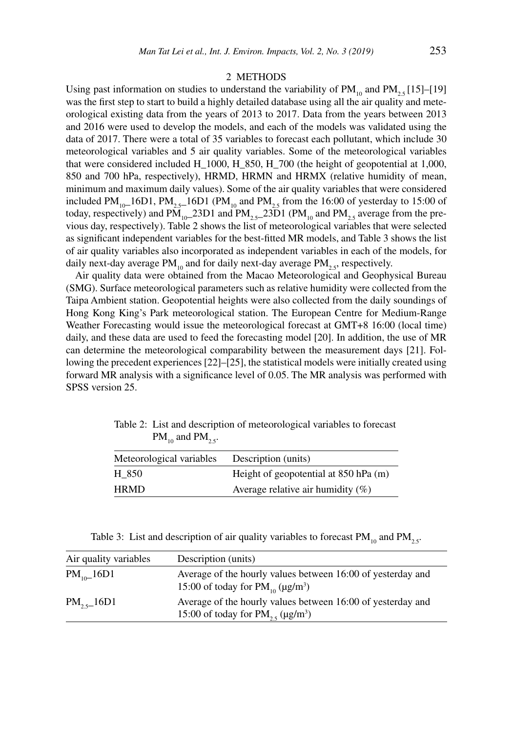## 2 METHODS

Using past information on studies to understand the variability of $PM_{10}$ and $PM_{2.5}$ [15]–[19] was the first step to start to build a highly detailed database using all the air quality and meteorological existing data from the years of 2013 to 2017. Data from the years between 2013 and 2016 were used to develop the models, and each of the models was validated using the data of 2017. There were a total of 35 variables to forecast each pollutant, which include 30 meteorological variables and 5 air quality variables. Some of the meteorological variables that were considered included H_1000, H_850, H_700 (the height of geopotential at 1,000, 850 and 700 hPa, respectively), HRMD, HRMN and HRMX (relative humidity of mean, minimum and maximum daily values). Some of the air quality variables that were considered included $PM_{10}$–16D1, $PM_{2.5}$–16D1 ($PM_{10}$ and $PM_{2.5}$ from the 16:00 of yesterday to 15:00 of today, respectively) and $PM_{10}$–23D1 and $PM_{2.5}$–23D1 ($PM_{10}$ and $PM_{2.5}$ average from the previous day, respectively). Table 2 shows the list of meteorological variables that were selected as significant independent variables for the best-fitted MR models, and Table 3 shows the list of air quality variables also incorporated as independent variables in each of the models, for daily next-day average $PM_{10}$ and for daily next-day average $PM_{2.5}$, respectively.

Air quality data were obtained from the Macao Meteorological and Geophysical Bureau (SMG). Surface meteorological parameters such as relative humidity were collected from the Taipa Ambient station. Geopotential heights were also collected from the daily soundings of Hong Kong King's Park meteorological station. The European Centre for Medium-Range Weather Forecasting would issue the meteorological forecast at GMT+8 16:00 (local time) daily, and these data are used to feed the forecasting model [20]. In addition, the use of MR can determine the meteorological comparability between the measurement days [21]. Following the precedent experiences [22]–[25], the statistical models were initially created using forward MR analysis with a significance level of 0.05. The MR analysis was performed with SPSS version 25.

Table 2: List and description of meteorological variables to forecast $PM_{10}$ and $PM_{2.5}$.

| Meteorological variables | Description (units) |
|---|---|
| H_850 | Height of geopotential at 850 hPa (m) |
| HRMD | Average relative air humidity (%) |

Table 3: List and description of air quality variables to forecast $PM_{10}$ and $PM_{2.5}$.

| Air quality variables | Description (units) |
|---|---|
| $PM_{10}$–16D1 | Average of the hourly values between 16:00 of yesterday and 15:00 of today for $PM_{10}$ ($\mu g/m^3$) |
| $PM_{2.5}$–16D1 | Average of the hourly values between 16:00 of yesterday and 15:00 of today for $PM_{2.5}$ ($\mu g/m^3$) |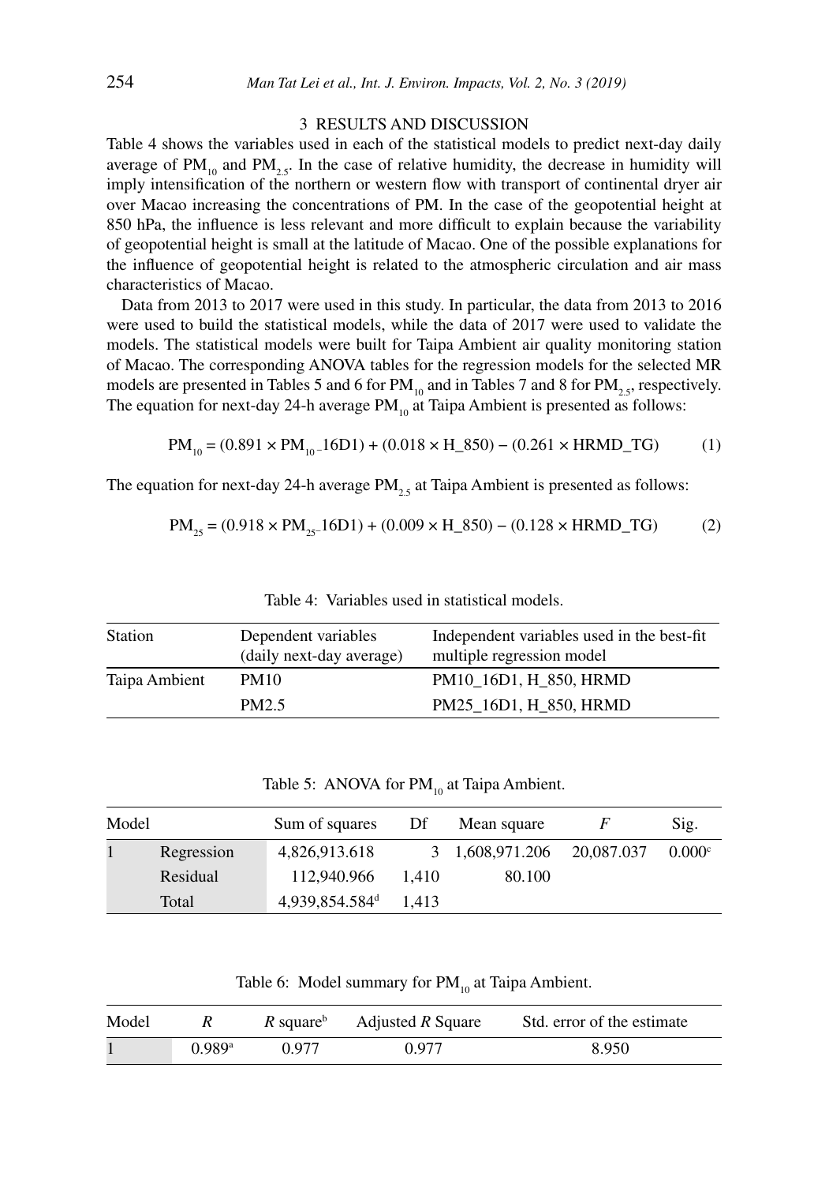## 3 RESULTS AND DISCUSSION

Table 4 shows the variables used in each of the statistical models to predict next-day daily average of $PM_{10}$ and $PM_{2.5}$. In the case of relative humidity, the decrease in humidity will imply intensification of the northern or western flow with transport of continental dryer air over Macao increasing the concentrations of PM. In the case of the geopotential height at 850 hPa, the influence is less relevant and more difficult to explain because the variability of geopotential height is small at the latitude of Macao. One of the possible explanations for the influence of geopotential height is related to the atmospheric circulation and air mass characteristics of Macao.

Data from 2013 to 2017 were used in this study. In particular, the data from 2013 to 2016 were used to build the statistical models, while the data of 2017 were used to validate the models. The statistical models were built for Taipa Ambient air quality monitoring station of Macao. The corresponding ANOVA tables for the regression models for the selected MR models are presented in Tables 5 and 6 for $PM_{10}$ and in Tables 7 and 8 for $PM_{2.5}$, respectively. The equation for next-day 24-h average $PM_{10}$ at Taipa Ambient is presented as follows:

$$PM_{10} = (0.891 \times PM_{10}\_16D1) + (0.018 \times H\_850) - (0.261 \times HRMD\_TG) \quad (1)$$

The equation for next-day 24-h average $PM_{2.5}$ at Taipa Ambient is presented as follows:

$$PM_{25} = (0.918 \times PM_{25}\_16D1) + (0.009 \times H\_850) - (0.128 \times HRMD\_TG) \quad (2)$$

Table 4: Variables used in statistical models.

| Station | Dependent variables (daily next-day average) | Independent variables used in the best-fit multiple regression model |
|---|---|---|
| Taipa Ambient | PM10 | PM10_16D1, H_850, HRMD |
| | PM2.5 | PM25_16D1, H_850, HRMD |

Table 5: ANOVA for $PM_{10}$ at Taipa Ambient.

| Model | | Sum of squares | Df | Mean square | *F* | Sig. |
|---|---|---|---|---|---|---|
| 1 | Regression | 4,826,913.618 | 3 | 1,608,971.206 | 20,087.037 | 0.000[c] |
| | Residual | 112,940.966 | 1,410 | 80.100 | | |
| | Total | 4,939,854.584[d] | 1,413 | | | |

Table 6: Model summary for $PM_{10}$ at Taipa Ambient.

| Model | *R* | *R* square[b] | Adjusted *R* Square | Std. error of the estimate |
|---|---|---|---|---|
| 1 | 0.989[a] | 0.977 | 0.977 | 8.950 |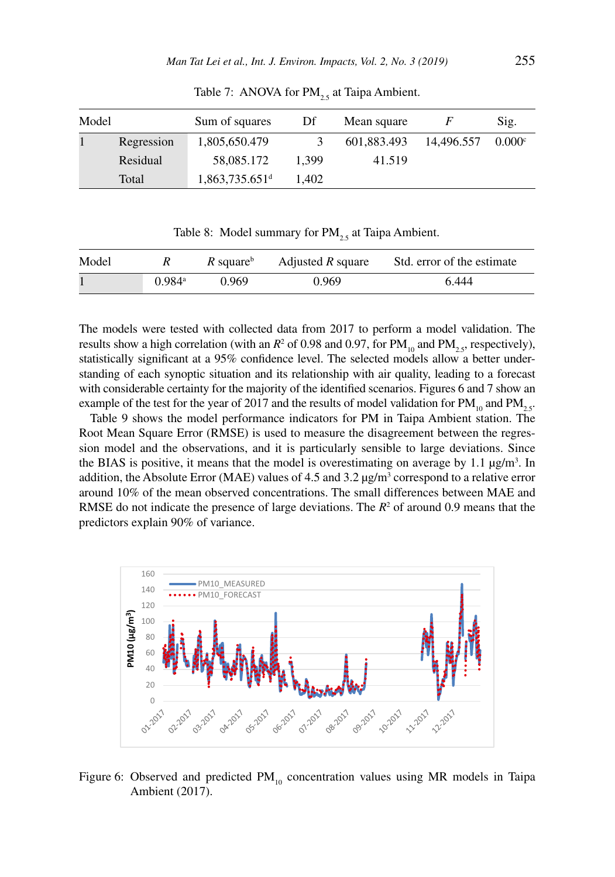Table 7: ANOVA for $PM_{2.5}$ at Taipa Ambient.

| Model | | Sum of squares | Df | Mean square | *F* | Sig. |
|---|---|---|---|---|---|---|
| 1 | Regression | 1,805,650.479 | 3 | 601,883.493 | 14,496.557 | 0.000[c] |
| | Residual | 58,085.172 | 1,399 | 41.519 | | |
| | Total | 1,863,735.651[d] | 1,402 | | | |

Table 8: Model summary for $PM_{2.5}$ at Taipa Ambient.

| Model | *R* | *R* square[b] | Adjusted *R* square | Std. error of the estimate |
|---|---|---|---|---|
| 1 | 0.984[a] | 0.969 | 0.969 | 6.444 |

The models were tested with collected data from 2017 to perform a model validation. The results show a high correlation (with an $R^2$ of 0.98 and 0.97, for $PM_{10}$ and $PM_{2.5}$, respectively), statistically significant at a 95% confidence level. The selected models allow a better understanding of each synoptic situation and its relationship with air quality, leading to a forecast with considerable certainty for the majority of the identified scenarios. Figures 6 and 7 show an example of the test for the year of 2017 and the results of model validation for $PM_{10}$ and $PM_{2.5}$.

Table 9 shows the model performance indicators for PM in Taipa Ambient station. The Root Mean Square Error (RMSE) is used to measure the disagreement between the regression model and the observations, and it is particularly sensible to large deviations. Since the BIAS is positive, it means that the model is overestimating on average by 1.1 μg/m³. In addition, the Absolute Error (MAE) values of 4.5 and 3.2 μg/m³ correspond to a relative error around 10% of the mean observed concentrations. The small differences between MAE and RMSE do not indicate the presence of large deviations. The $R^2$ of around 0.9 means that the predictors explain 90% of variance.

Figure 6: Observed and predicted $PM_{10}$ concentration values using MR models in Taipa Ambient (2017).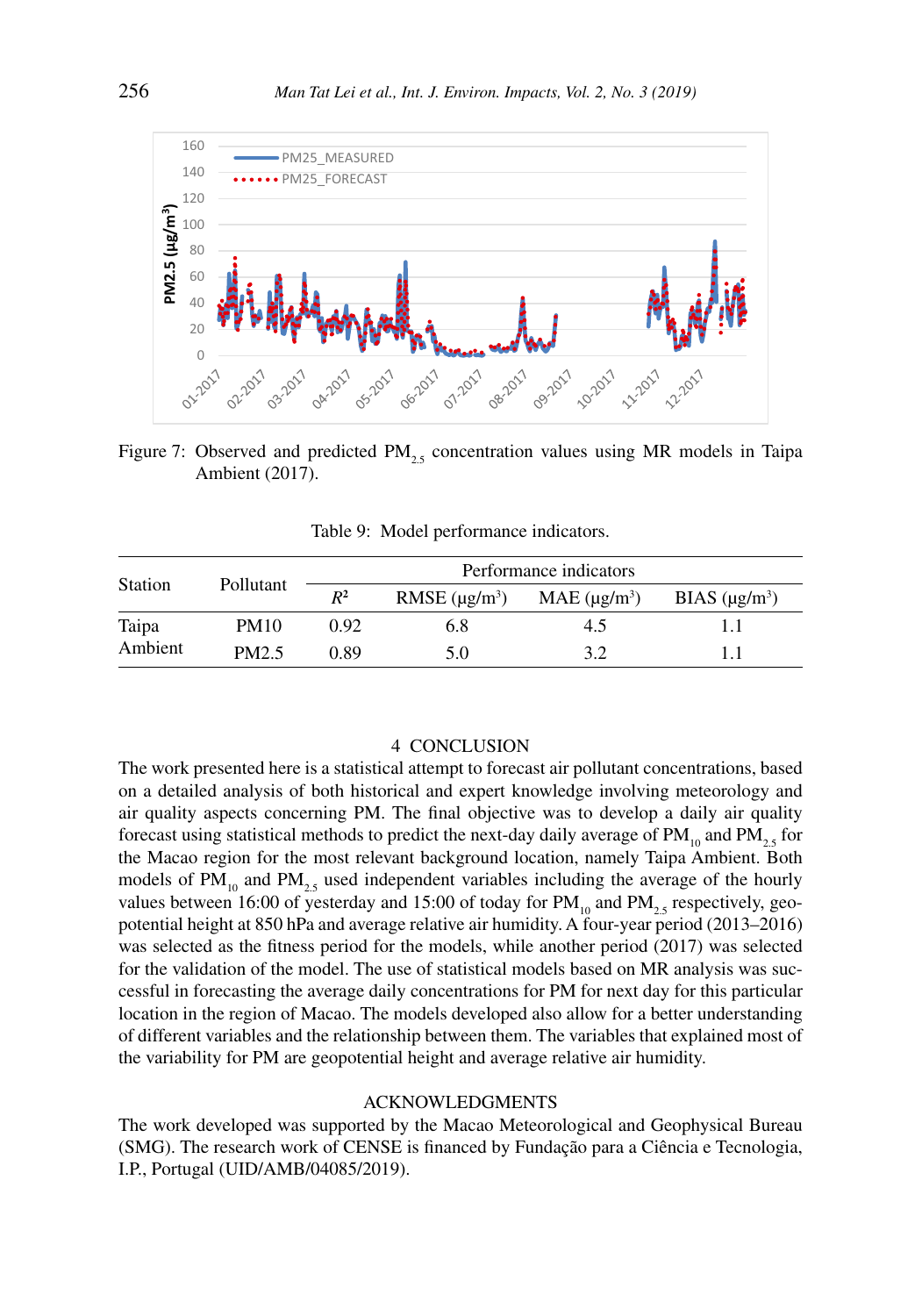Figure 7: Observed and predicted $PM_{2.5}$ concentration values using MR models in Taipa Ambient (2017).

Table 9: Model performance indicators.

| Station | Pollutant | Performance indicators | | | |
|---|---|---|---|---|---|
| | | $R^2$ | RMSE (μg/m$^3$) | MAE (μg/m$^3$) | BIAS (μg/m$^3$) |
| Taipa Ambient | PM10 | 0.92 | 6.8 | 4.5 | 1.1 |
| | PM2.5 | 0.89 | 5.0 | 3.2 | 1.1 |

## 4 CONCLUSION

The work presented here is a statistical attempt to forecast air pollutant concentrations, based on a detailed analysis of both historical and expert knowledge involving meteorology and air quality aspects concerning PM. The final objective was to develop a daily air quality forecast using statistical methods to predict the next-day daily average of $PM_{10}$ and $PM_{2.5}$ for the Macao region for the most relevant background location, namely Taipa Ambient. Both models of $PM_{10}$ and $PM_{2.5}$ used independent variables including the average of the hourly values between 16:00 of yesterday and 15:00 of today for $PM_{10}$ and $PM_{2.5}$ respectively, geopotential height at 850 hPa and average relative air humidity. A four-year period (2013–2016) was selected as the fitness period for the models, while another period (2017) was selected for the validation of the model. The use of statistical models based on MR analysis was successful in forecasting the average daily concentrations for PM for next day for this particular location in the region of Macao. The models developed also allow for a better understanding of different variables and the relationship between them. The variables that explained most of the variability for PM are geopotential height and average relative air humidity.

## ACKNOWLEDGMENTS

The work developed was supported by the Macao Meteorological and Geophysical Bureau (SMG). The research work of CENSE is financed by Fundação para a Ciência e Tecnologia, I.P., Portugal (UID/AMB/04085/2019).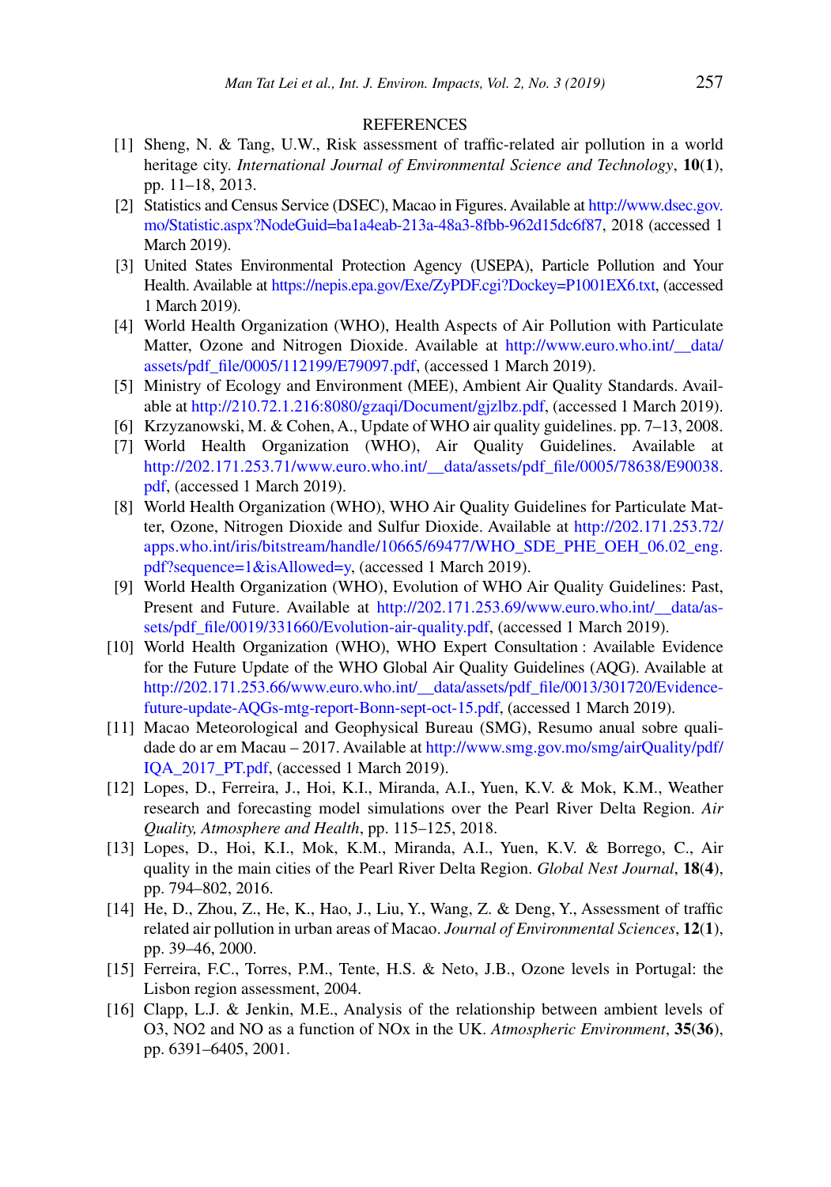## REFERENCES

[1] Sheng, N. & Tang, U.W., Risk assessment of traffic-related air pollution in a world heritage city. *International Journal of Environmental Science and Technology*, **10**(**1**), pp. 11–18, 2013.

[2] Statistics and Census Service (DSEC), Macao in Figures. Available at http://www.dsec.gov.mo/Statistic.aspx?NodeGuid=ba1a4eab-213a-48a3-8fbb-962d15dc6f87, 2018 (accessed 1 March 2019).

[3] United States Environmental Protection Agency (USEPA), Particle Pollution and Your Health. Available at https://nepis.epa.gov/Exe/ZyPDF.cgi?Dockey=P1001EX6.txt, (accessed 1 March 2019).

[4] World Health Organization (WHO), Health Aspects of Air Pollution with Particulate Matter, Ozone and Nitrogen Dioxide. Available at http://www.euro.who.int/__data/assets/pdf_file/0005/112199/E79097.pdf, (accessed 1 March 2019).

[5] Ministry of Ecology and Environment (MEE), Ambient Air Quality Standards. Available at http://210.72.1.216:8080/gzaqi/Document/gjzlbz.pdf, (accessed 1 March 2019).

[6] Krzyzanowski, M. & Cohen, A., Update of WHO air quality guidelines. pp. 7–13, 2008.

[7] World Health Organization (WHO), Air Quality Guidelines. Available at http://202.171.253.71/www.euro.who.int/__data/assets/pdf_file/0005/78638/E90038.pdf, (accessed 1 March 2019).

[8] World Health Organization (WHO), WHO Air Quality Guidelines for Particulate Matter, Ozone, Nitrogen Dioxide and Sulfur Dioxide. Available at http://202.171.253.72/apps.who.int/iris/bitstream/handle/10665/69477/WHO_SDE_PHE_OEH_06.02_eng.pdf?sequence=1&isAllowed=y, (accessed 1 March 2019).

[9] World Health Organization (WHO), Evolution of WHO Air Quality Guidelines: Past, Present and Future. Available at http://202.171.253.69/www.euro.who.int/__data/assets/pdf_file/0019/331660/Evolution-air-quality.pdf, (accessed 1 March 2019).

[10] World Health Organization (WHO), WHO Expert Consultation : Available Evidence for the Future Update of the WHO Global Air Quality Guidelines (AQG). Available at http://202.171.253.66/www.euro.who.int/__data/assets/pdf_file/0013/301720/Evidence-future-update-AQGs-mtg-report-Bonn-sept-oct-15.pdf, (accessed 1 March 2019).

[11] Macao Meteorological and Geophysical Bureau (SMG), Resumo anual sobre qualidade do ar em Macau – 2017. Available at http://www.smg.gov.mo/smg/airQuality/pdf/IQA_2017_PT.pdf, (accessed 1 March 2019).

[12] Lopes, D., Ferreira, J., Hoi, K.I., Miranda, A.I., Yuen, K.V. & Mok, K.M., Weather research and forecasting model simulations over the Pearl River Delta Region. *Air Quality, Atmosphere and Health*, pp. 115–125, 2018.

[13] Lopes, D., Hoi, K.I., Mok, K.M., Miranda, A.I., Yuen, K.V. & Borrego, C., Air quality in the main cities of the Pearl River Delta Region. *Global Nest Journal*, **18**(**4**), pp. 794–802, 2016.

[14] He, D., Zhou, Z., He, K., Hao, J., Liu, Y., Wang, Z. & Deng, Y., Assessment of traffic related air pollution in urban areas of Macao. *Journal of Environmental Sciences*, **12**(**1**), pp. 39–46, 2000.

[15] Ferreira, F.C., Torres, P.M., Tente, H.S. & Neto, J.B., Ozone levels in Portugal: the Lisbon region assessment, 2004.

[16] Clapp, L.J. & Jenkin, M.E., Analysis of the relationship between ambient levels of O3, NO2 and NO as a function of NOx in the UK. *Atmospheric Environment*, **35**(**36**), pp. 6391–6405, 2001.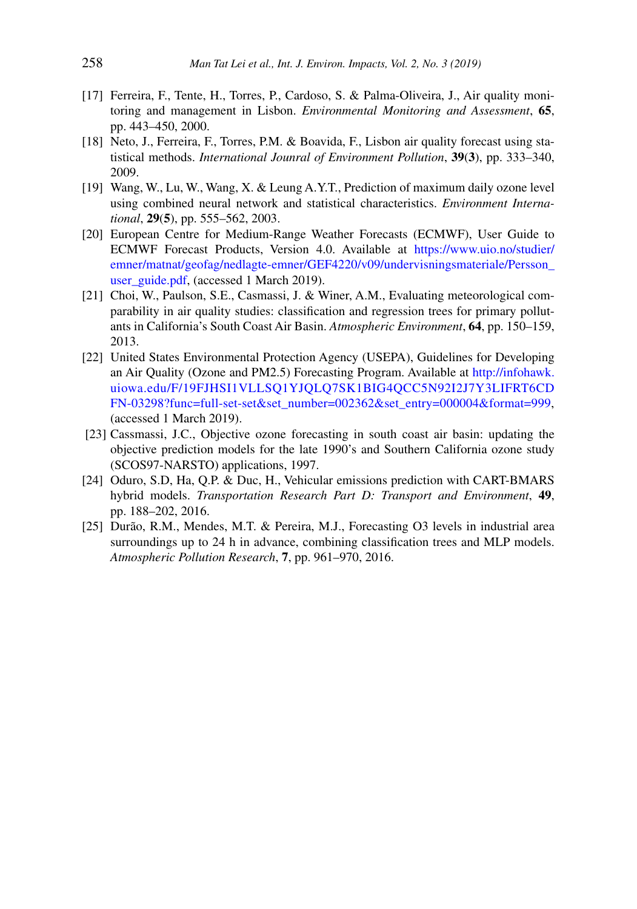[17] Ferreira, F., Tente, H., Torres, P., Cardoso, S. & Palma-Oliveira, J., Air quality monitoring and management in Lisbon. *Environmental Monitoring and Assessment*, **65**, pp. 443–450, 2000.

[18] Neto, J., Ferreira, F., Torres, P.M. & Boavida, F., Lisbon air quality forecast using statistical methods. *International Jounral of Environment Pollution*, **39**(**3**), pp. 333–340, 2009.

[19] Wang, W., Lu, W., Wang, X. & Leung A.Y.T., Prediction of maximum daily ozone level using combined neural network and statistical characteristics. *Environment International*, **29**(**5**), pp. 555–562, 2003.

[20] European Centre for Medium-Range Weather Forecasts (ECMWF), User Guide to ECMWF Forecast Products, Version 4.0. Available at https://www.uio.no/studier/emner/matnat/geofag/nedlagte-emner/GEF4220/v09/undervisningsmateriale/Persson_user_guide.pdf, (accessed 1 March 2019).

[21] Choi, W., Paulson, S.E., Casmassi, J. & Winer, A.M., Evaluating meteorological comparability in air quality studies: classification and regression trees for primary pollutants in California's South Coast Air Basin. *Atmospheric Environment*, **64**, pp. 150–159, 2013.

[22] United States Environmental Protection Agency (USEPA), Guidelines for Developing an Air Quality (Ozone and PM2.5) Forecasting Program. Available at http://infohawk.uiowa.edu/F/19FJHSI1VLLSQ1YJQLQ7SK1BIG4QCC5N92I2J7Y3LIFRT6CDFN-03298?func=full-set-set&set_number=002362&set_entry=000004&format=999, (accessed 1 March 2019).

[23] Cassmassi, J.C., Objective ozone forecasting in south coast air basin: updating the objective prediction models for the late 1990's and Southern California ozone study (SCOS97-NARSTO) applications, 1997.

[24] Oduro, S.D, Ha, Q.P. & Duc, H., Vehicular emissions prediction with CART-BMARS hybrid models. *Transportation Research Part D: Transport and Environment*, **49**, pp. 188–202, 2016.

[25] Durão, R.M., Mendes, M.T. & Pereira, M.J., Forecasting O3 levels in industrial area surroundings up to 24 h in advance, combining classification trees and MLP models. *Atmospheric Pollution Research*, **7**, pp. 961–970, 2016.